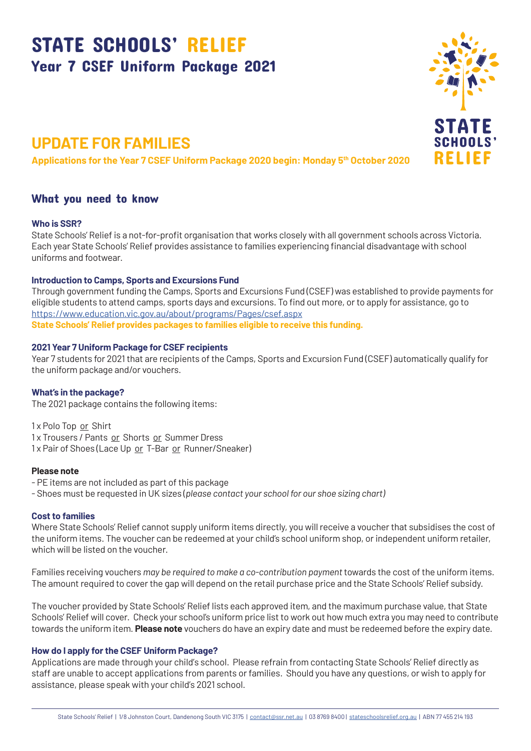# STATE SCHOOLS' RELIEF
## Year 7 CSEF Uniform Package 2021

## UPDATE FOR FAMILIES

**Applications for the Year 7 CSEF Uniform Package 2020 begin: Monday 5th October 2020**

### What you need to know

**Who is SSR?**

State Schools' Relief is a not-for-profit organisation that works closely with all government schools across Victoria. Each year State Schools' Relief provides assistance to families experiencing financial disadvantage with school uniforms and footwear.

**Introduction to Camps, Sports and Excursions Fund**

Through government funding the Camps, Sports and Excursions Fund (CSEF) was established to provide payments for eligible students to attend camps, sports days and excursions. To find out more, or to apply for assistance, go to https://www.education.vic.gov.au/about/programs/Pages/csef.aspx

**State Schools' Relief provides packages to families eligible to receive this funding.**

**2021 Year 7 Uniform Package for CSEF recipients**

Year 7 students for 2021 that are recipients of the Camps, Sports and Excursion Fund (CSEF) automatically qualify for the uniform package and/or vouchers.

**What's in the package?**

The 2021 package contains the following items:

1 x Polo Top or Shirt
1 x Trousers / Pants or Shorts or Summer Dress
1 x Pair of Shoes (Lace Up or T-Bar or Runner/Sneaker)

**Please note**

- PE items are not included as part of this package
- Shoes must be requested in UK sizes (*please contact your school for our shoe sizing chart)*

**Cost to families**

Where State Schools' Relief cannot supply uniform items directly, you will receive a voucher that subsidises the cost of the uniform items. The voucher can be redeemed at your child's school uniform shop, or independent uniform retailer, which will be listed on the voucher.

Families receiving vouchers *may be required to make a co-contribution payment* towards the cost of the uniform items. The amount required to cover the gap will depend on the retail purchase price and the State Schools' Relief subsidy.

The voucher provided by State Schools' Relief lists each approved item, and the maximum purchase value, that State Schools' Relief will cover. Check your school's uniform price list to work out how much extra you may need to contribute towards the uniform item. **Please note** vouchers do have an expiry date and must be redeemed before the expiry date.

**How do I apply for the CSEF Uniform Package?**

Applications are made through your child's school. Please refrain from contacting State Schools' Relief directly as staff are unable to accept applications from parents or families. Should you have any questions, or wish to apply for assistance, please speak with your child's 2021 school.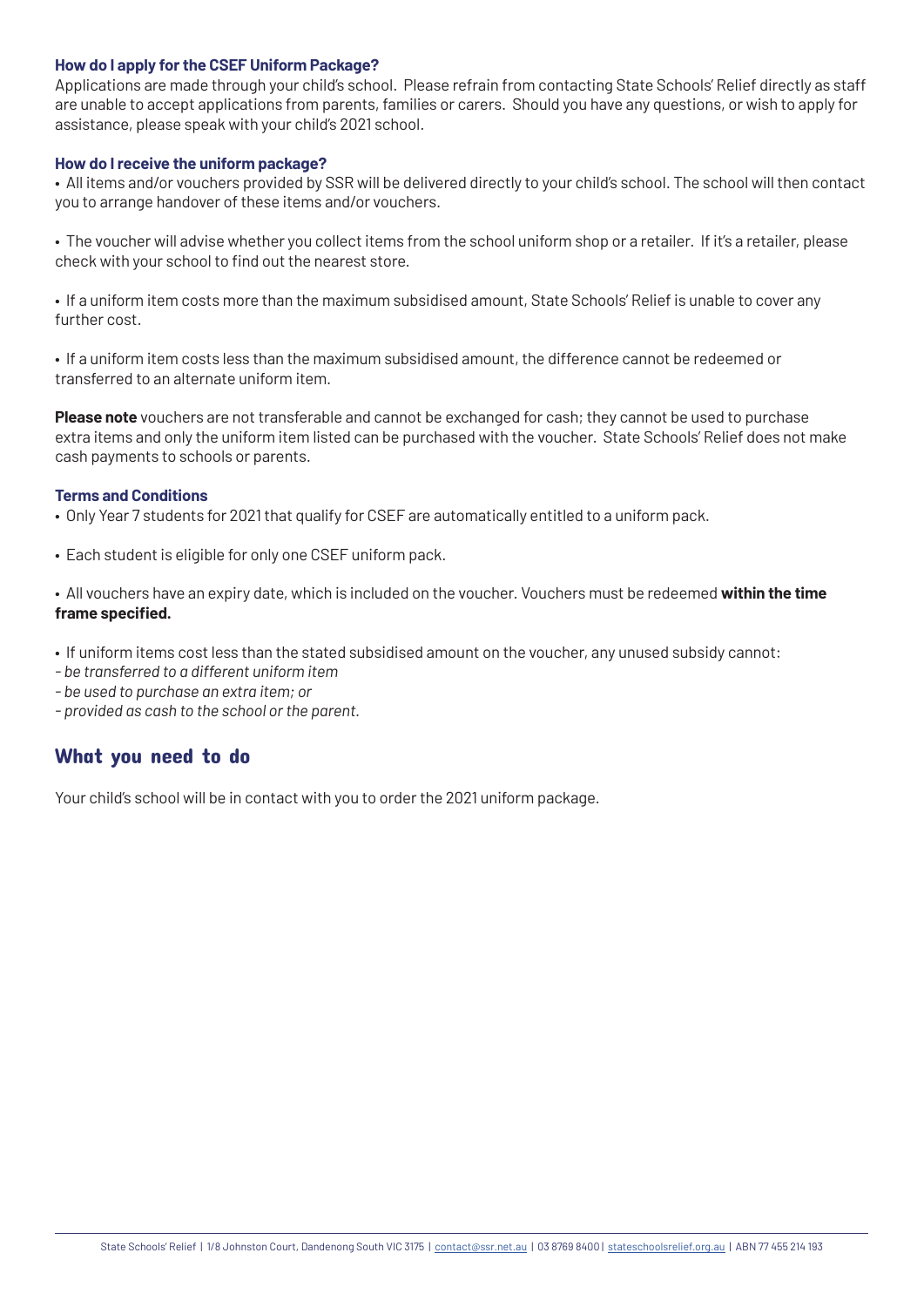### How do I apply for the CSEF Uniform Package?

Applications are made through your child's school. Please refrain from contacting State Schools' Relief directly as staff are unable to accept applications from parents, families or carers. Should you have any questions, or wish to apply for assistance, please speak with your child's 2021 school.

### How do I receive the uniform package?

- All items and/or vouchers provided by SSR will be delivered directly to your child's school. The school will then contact you to arrange handover of these items and/or vouchers.
- The voucher will advise whether you collect items from the school uniform shop or a retailer. If it's a retailer, please check with your school to find out the nearest store.
- If a uniform item costs more than the maximum subsidised amount, State Schools' Relief is unable to cover any further cost.
- If a uniform item costs less than the maximum subsidised amount, the difference cannot be redeemed or transferred to an alternate uniform item.

**Please note** vouchers are not transferable and cannot be exchanged for cash; they cannot be used to purchase extra items and only the uniform item listed can be purchased with the voucher. State Schools' Relief does not make cash payments to schools or parents.

### Terms and Conditions

- Only Year 7 students for 2021 that qualify for CSEF are automatically entitled to a uniform pack.
- Each student is eligible for only one CSEF uniform pack.
- All vouchers have an expiry date, which is included on the voucher. Vouchers must be redeemed **within the time frame specified.**
- If uniform items cost less than the stated subsidised amount on the voucher, any unused subsidy cannot:

*- be transferred to a different uniform item*
*- be used to purchase an extra item; or*
*- provided as cash to the school or the parent.*

## What you need to do

Your child's school will be in contact with you to order the 2021 uniform package.

State Schools' Relief | 1/8 Johnston Court, Dandenong South VIC 3175 | contact@ssr.net.au | 03 8769 8400 | stateschoolsrelief.org.au | ABN 77 455 214 193